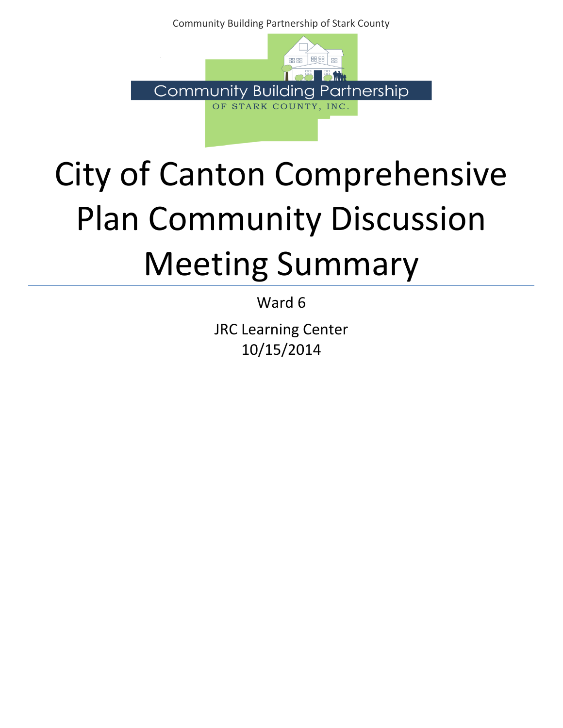Community Building Partnership
OF STARK COUNTY, INC.

# City of Canton Comprehensive Plan Community Discussion Meeting Summary

Ward 6

JRC Learning Center
10/15/2014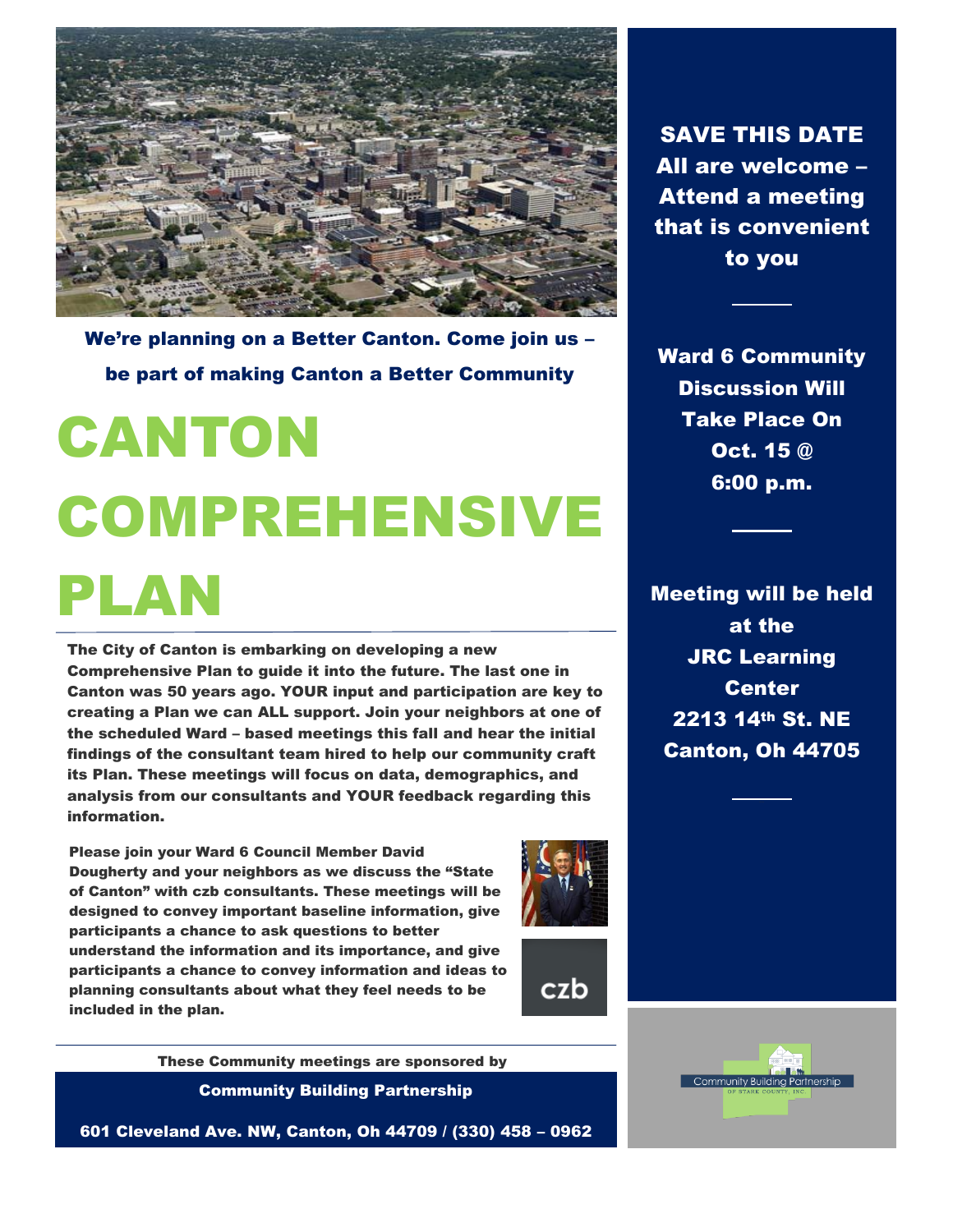We're planning on a Better Canton. Come join us – be part of making Canton a Better Community

# CANTON COMPREHENSIVE PLAN

**The City of Canton is embarking on developing a new Comprehensive Plan to guide it into the future. The last one in Canton was 50 years ago. YOUR input and participation are key to creating a Plan we can ALL support. Join your neighbors at one of the scheduled Ward – based meetings this fall and hear the initial findings of the consultant team hired to help our community craft its Plan. These meetings will focus on data, demographics, and analysis from our consultants and YOUR feedback regarding this information.**

**Please join your Ward 6 Council Member David Dougherty and your neighbors as we discuss the "State of Canton" with czb consultants. These meetings will be designed to convey important baseline information, give participants a chance to ask questions to better understand the information and its importance, and give participants a chance to convey information and ideas to planning consultants about what they feel needs to be included in the plan.**

czb

**These Community meetings are sponsored by**

**Community Building Partnership**

**601 Cleveland Ave. NW, Canton, Oh 44709 / (330) 458 – 0962**

**SAVE THIS DATE**
**All are welcome – Attend a meeting that is convenient to you**

---

**Ward 6 Community Discussion Will Take Place On Oct. 15 @ 6:00 p.m.**

---

**Meeting will be held at the**
**JRC Learning Center**
**2213 14th St. NE**
**Canton, Oh 44705**

---

Community Building Partnership
OF STARK COUNTY, INC.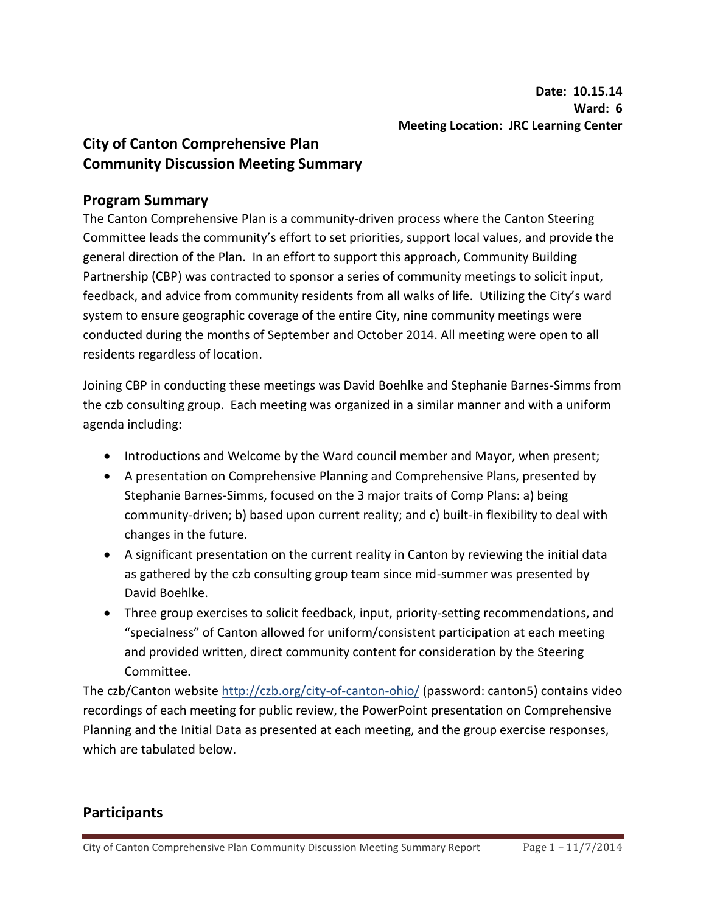**Date: 10.15.14**
**Ward: 6**
**Meeting Location: JRC Learning Center**

# City of Canton Comprehensive Plan
# Community Discussion Meeting Summary

## Program Summary

The Canton Comprehensive Plan is a community-driven process where the Canton Steering Committee leads the community's effort to set priorities, support local values, and provide the general direction of the Plan. In an effort to support this approach, Community Building Partnership (CBP) was contracted to sponsor a series of community meetings to solicit input, feedback, and advice from community residents from all walks of life. Utilizing the City's ward system to ensure geographic coverage of the entire City, nine community meetings were conducted during the months of September and October 2014. All meeting were open to all residents regardless of location.

Joining CBP in conducting these meetings was David Boehlke and Stephanie Barnes-Simms from the czb consulting group. Each meeting was organized in a similar manner and with a uniform agenda including:

- Introductions and Welcome by the Ward council member and Mayor, when present;
- A presentation on Comprehensive Planning and Comprehensive Plans, presented by Stephanie Barnes-Simms, focused on the 3 major traits of Comp Plans: a) being community-driven; b) based upon current reality; and c) built-in flexibility to deal with changes in the future.
- A significant presentation on the current reality in Canton by reviewing the initial data as gathered by the czb consulting group team since mid-summer was presented by David Boehlke.
- Three group exercises to solicit feedback, input, priority-setting recommendations, and "specialness" of Canton allowed for uniform/consistent participation at each meeting and provided written, direct community content for consideration by the Steering Committee.

The czb/Canton website http://czb.org/city-of-canton-ohio/ (password: canton5) contains video recordings of each meeting for public review, the PowerPoint presentation on Comprehensive Planning and the Initial Data as presented at each meeting, and the group exercise responses, which are tabulated below.

## Participants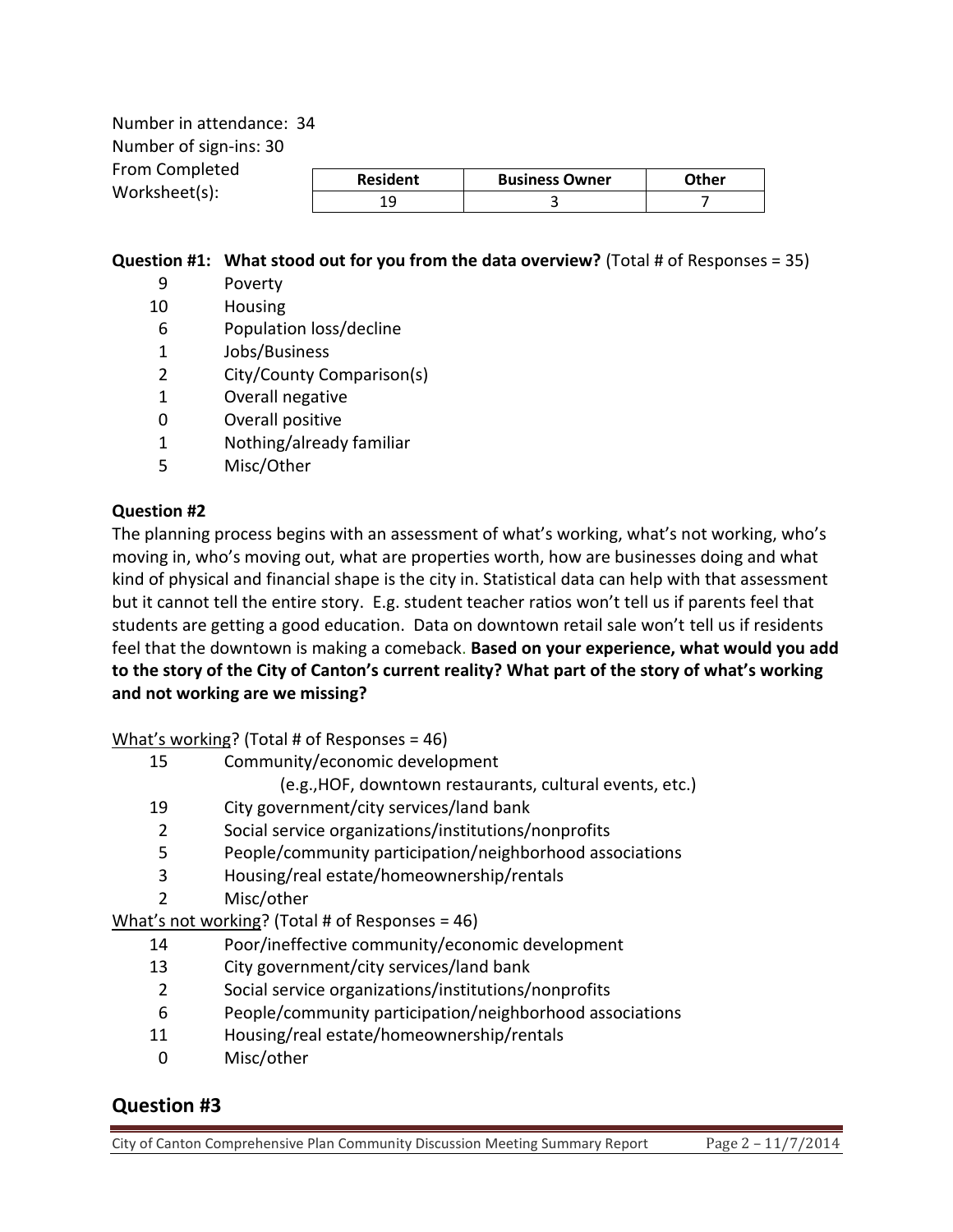Number in attendance: 34
Number of sign-ins: 30
From Completed Worksheet(s):

| Resident | Business Owner | Other |
| --- | --- | --- |
| 19 | 3 | 7 |

**Question #1: What stood out for you from the data overview?** (Total # of Responses = 35)

- 9 Poverty
- 10 Housing
- 6 Population loss/decline
- 1 Jobs/Business
- 2 City/County Comparison(s)
- 1 Overall negative
- 0 Overall positive
- 1 Nothing/already familiar
- 5 Misc/Other

**Question #2**

The planning process begins with an assessment of what's working, what's not working, who's moving in, who's moving out, what are properties worth, how are businesses doing and what kind of physical and financial shape is the city in. Statistical data can help with that assessment but it cannot tell the entire story. E.g. student teacher ratios won't tell us if parents feel that students are getting a good education. Data on downtown retail sale won't tell us if residents feel that the downtown is making a comeback. **Based on your experience, what would you add to the story of the City of Canton's current reality? What part of the story of what's working and not working are we missing?**

<u>What's working</u>? (Total # of Responses = 46)

- 15 Community/economic development
  (e.g.,HOF, downtown restaurants, cultural events, etc.)
- 19 City government/city services/land bank
- 2 Social service organizations/institutions/nonprofits
- 5 People/community participation/neighborhood associations
- 3 Housing/real estate/homeownership/rentals
- 2 Misc/other

<u>What's not working</u>? (Total # of Responses = 46)

- 14 Poor/ineffective community/economic development
- 13 City government/city services/land bank
- 2 Social service organizations/institutions/nonprofits
- 6 People/community participation/neighborhood associations
- 11 Housing/real estate/homeownership/rentals
- 0 Misc/other

## Question #3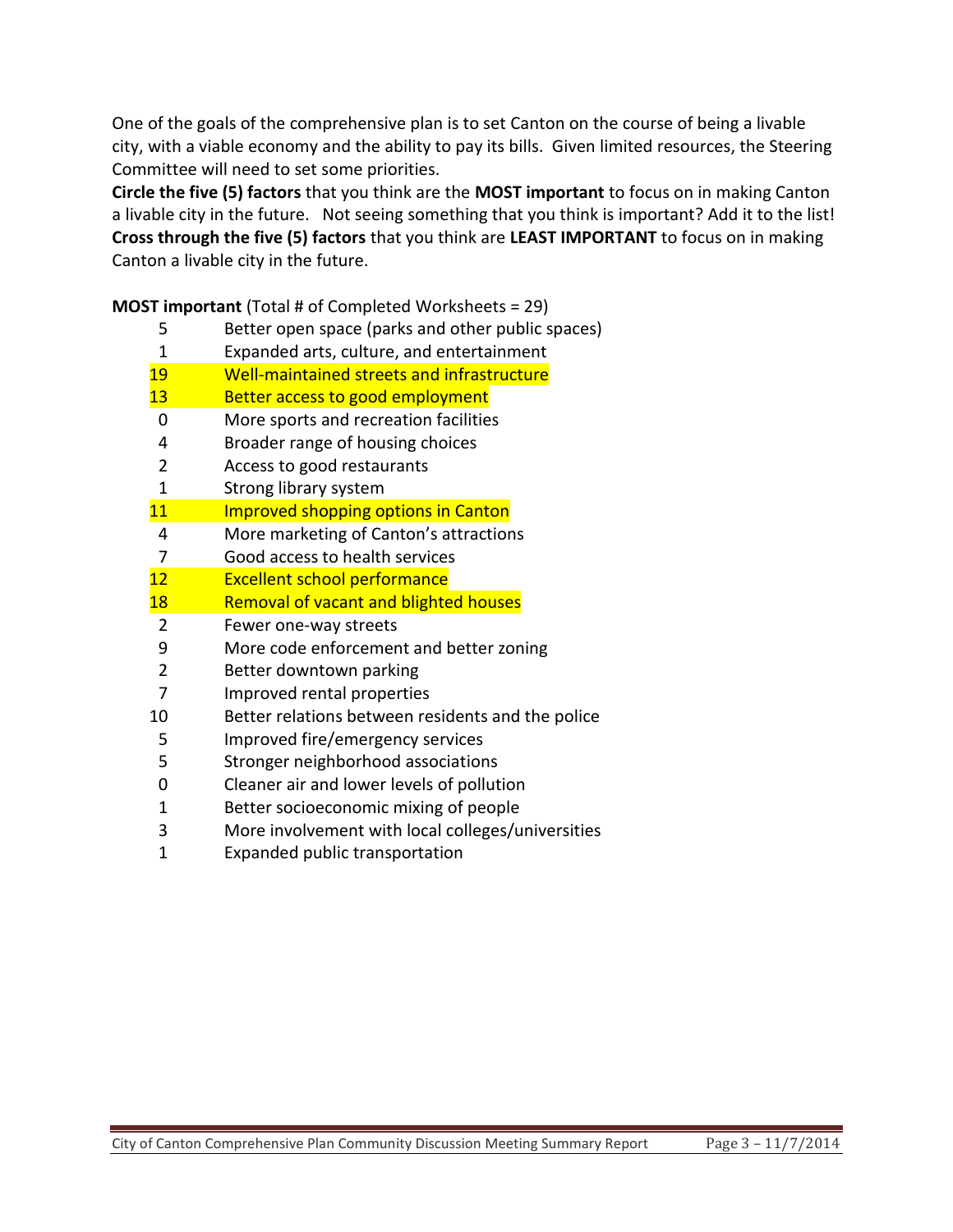One of the goals of the comprehensive plan is to set Canton on the course of being a livable city, with a viable economy and the ability to pay its bills. Given limited resources, the Steering Committee will need to set some priorities.

**Circle the five (5) factors** that you think are the **MOST important** to focus on in making Canton a livable city in the future. Not seeing something that you think is important? Add it to the list! **Cross through the five (5) factors** that you think are **LEAST IMPORTANT** to focus on in making Canton a livable city in the future.

**MOST important** (Total # of Completed Worksheets = 29)

| | |
|---|---|
| 5 | Better open space (parks and other public spaces) |
| 1 | Expanded arts, culture, and entertainment |
| 19 | Well-maintained streets and infrastructure |
| 13 | Better access to good employment |
| 0 | More sports and recreation facilities |
| 4 | Broader range of housing choices |
| 2 | Access to good restaurants |
| 1 | Strong library system |
| 11 | Improved shopping options in Canton |
| 4 | More marketing of Canton's attractions |
| 7 | Good access to health services |
| 12 | Excellent school performance |
| 18 | Removal of vacant and blighted houses |
| 2 | Fewer one-way streets |
| 9 | More code enforcement and better zoning |
| 2 | Better downtown parking |
| 7 | Improved rental properties |
| 10 | Better relations between residents and the police |
| 5 | Improved fire/emergency services |
| 5 | Stronger neighborhood associations |
| 0 | Cleaner air and lower levels of pollution |
| 1 | Better socioeconomic mixing of people |
| 3 | More involvement with local colleges/universities |
| 1 | Expanded public transportation |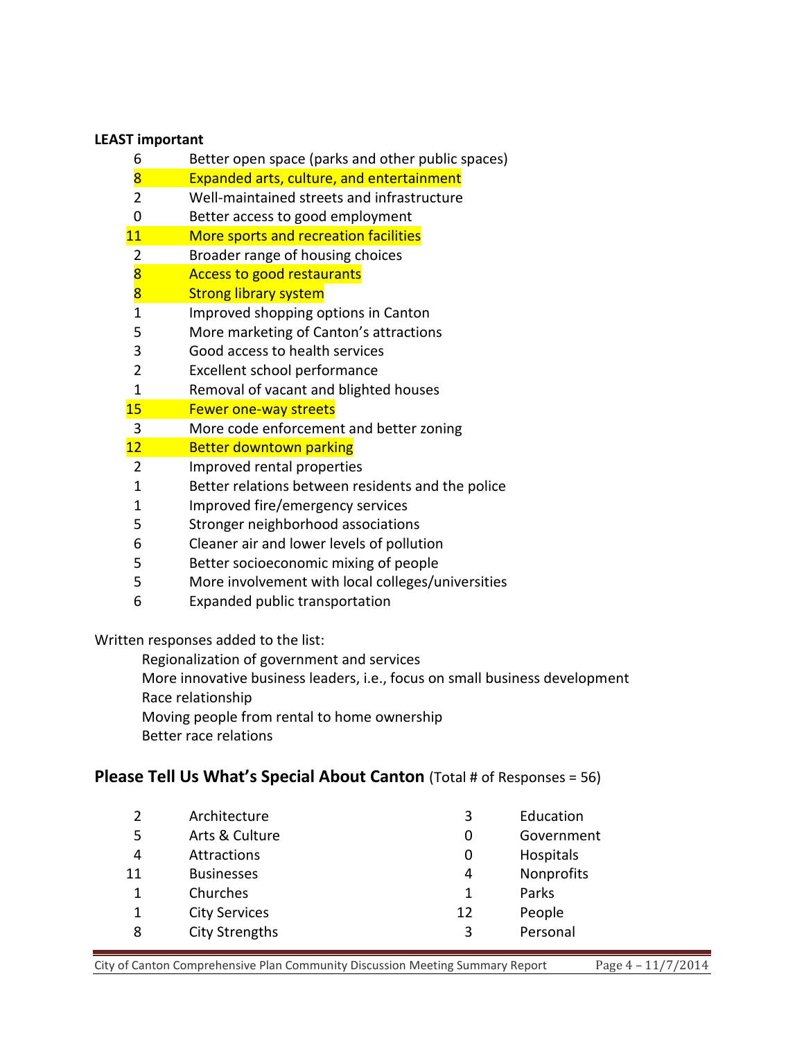**LEAST important**

| | |
|---|---|
| 6 | Better open space (parks and other public spaces) |
| 8 | Expanded arts, culture, and entertainment |
| 2 | Well-maintained streets and infrastructure |
| 0 | Better access to good employment |
| 11 | More sports and recreation facilities |
| 2 | Broader range of housing choices |
| 8 | Access to good restaurants |
| 8 | Strong library system |
| 1 | Improved shopping options in Canton |
| 5 | More marketing of Canton's attractions |
| 3 | Good access to health services |
| 2 | Excellent school performance |
| 1 | Removal of vacant and blighted houses |
| 15 | Fewer one-way streets |
| 3 | More code enforcement and better zoning |
| 12 | Better downtown parking |
| 2 | Improved rental properties |
| 1 | Better relations between residents and the police |
| 1 | Improved fire/emergency services |
| 5 | Stronger neighborhood associations |
| 6 | Cleaner air and lower levels of pollution |
| 5 | Better socioeconomic mixing of people |
| 5 | More involvement with local colleges/universities |
| 6 | Expanded public transportation |

Written responses added to the list:

- Regionalization of government and services
- More innovative business leaders, i.e., focus on small business development
- Race relationship
- Moving people from rental to home ownership
- Better race relations

## Please Tell Us What's Special About Canton (Total # of Responses = 56)

| | | | |
|---|---|---|---|
| 2 | Architecture | 3 | Education |
| 5 | Arts & Culture | 0 | Government |
| 4 | Attractions | 0 | Hospitals |
| 11 | Businesses | 4 | Nonprofits |
| 1 | Churches | 1 | Parks |
| 1 | City Services | 12 | People |
| 8 | City Strengths | 3 | Personal |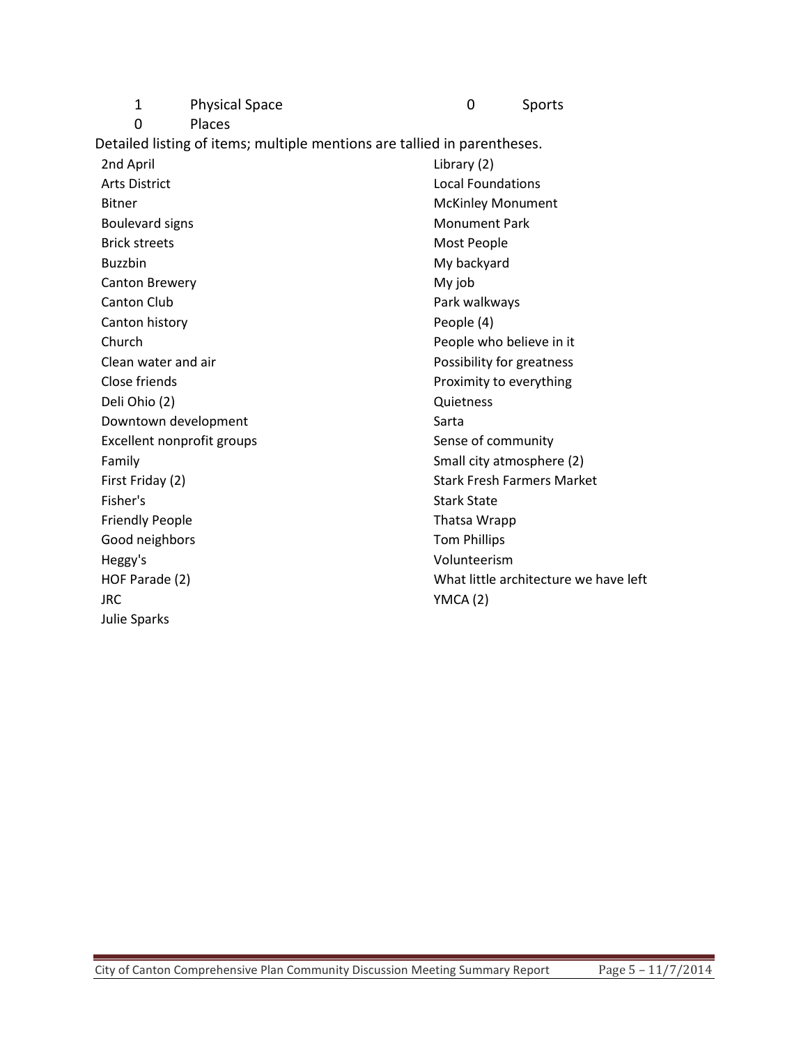| | | | |
|---|---|---|---|
| 1 | Physical Space | 0 | Sports |
| 0 | Places | | |

Detailed listing of items; multiple mentions are tallied in parentheses.

- 2nd April
- Arts District
- Bitner
- Boulevard signs
- Brick streets
- Buzzbin
- Canton Brewery
- Canton Club
- Canton history
- Church
- Clean water and air
- Close friends
- Deli Ohio (2)
- Downtown development
- Excellent nonprofit groups
- Family
- First Friday (2)
- Fisher's
- Friendly People
- Good neighbors
- Heggy's
- HOF Parade (2)
- JRC
- Julie Sparks
- Library (2)
- Local Foundations
- McKinley Monument
- Monument Park
- Most People
- My backyard
- My job
- Park walkways
- People (4)
- People who believe in it
- Possibility for greatness
- Proximity to everything
- Quietness
- Sarta
- Sense of community
- Small city atmosphere (2)
- Stark Fresh Farmers Market
- Stark State
- Thatsa Wrapp
- Tom Phillips
- Volunteerism
- What little architecture we have left
- YMCA (2)